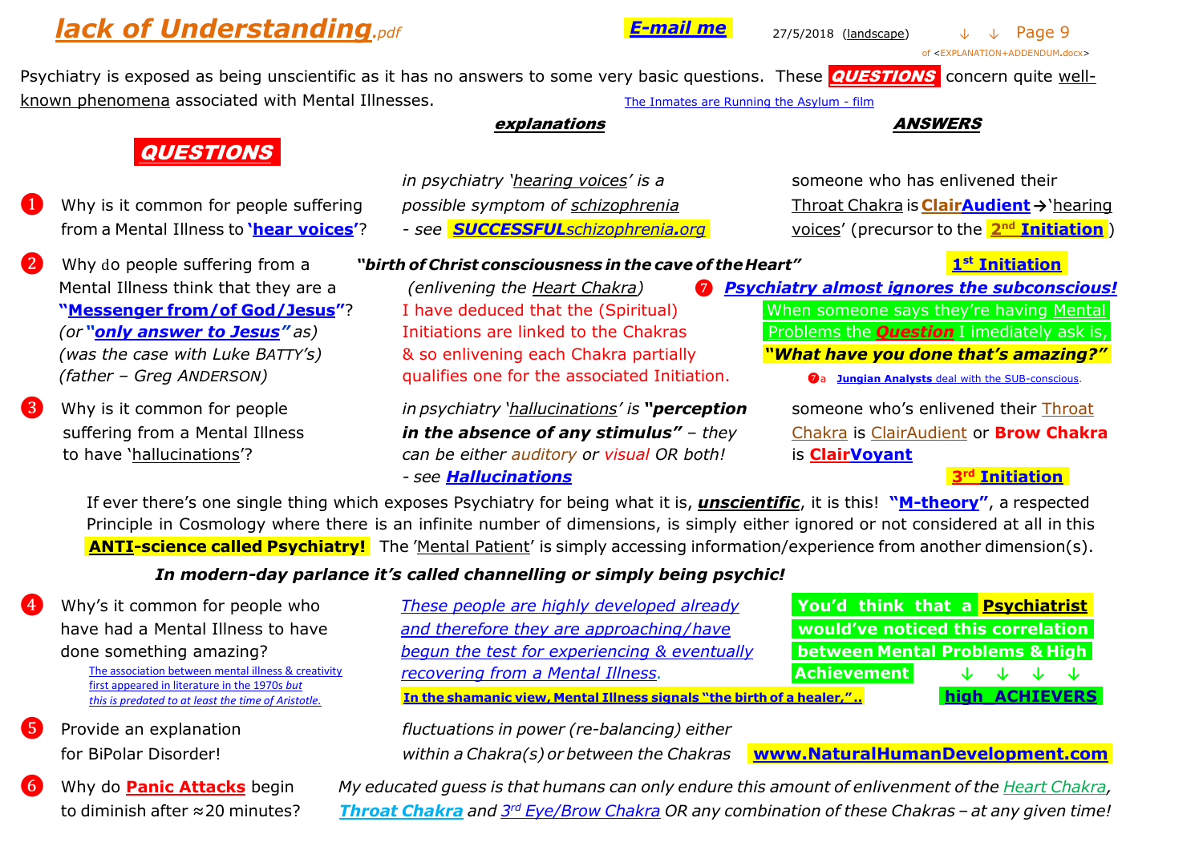# *lack of Understanding*.pdf

**E-mail me**

27/5/2018 (landscape)

of <EXPLANATION+ADDENDUM.docx>

Psychiatry is exposed as being unscientific as it has no answers to some very basic questions. These **QUESTIONS** concern quite well-known phenomena associated with Mental Illnesses.

The Inmates are Running the Asylum - film

| QUESTIONS | *explanations* | ANSWERS |
|---|---|---|
| ❶ Why is it common for people suffering from a Mental Illness to **'hear voices'**? | *in psychiatry 'hearing voices' is a possible symptom of schizophrenia - see* ***SUCCESSFULschizophrenia.org*** | someone who has enlivened their Throat Chakra is **ClairAudient** → 'hearing voices' (precursor to the **2nd Initiation**) |
| ❷ Why do people suffering from a Mental Illness think that they are a **"Messenger from/of God/Jesus"**? *(or **"only answer to Jesus"** as) (was the case with Luke BATTY's) (father – Greg ANDERSON)* | ***"birth of Christ consciousness in the cave of the Heart"*** *(enlivening the Heart Chakra)* I have deduced that the (Spiritual) Initiations are linked to the Chakras & so enlivening each Chakra partially qualifies one for the associated Initiation. | **1st Initiation** |
| ❸ Why is it common for people suffering from a Mental Illness to have 'hallucinations'? | *in psychiatry 'hallucinations' is* ***"perception in the absence of any stimulus"*** *– they can be either auditory or visual OR both! - see* ***Hallucinations*** | someone who's enlivened their Throat Chakra is ClairAudient or **Brow Chakra** is **ClairVoyant** **3rd Initiation** |

❼ ***Psychiatry almost ignores the subconscious!***

When someone says they're having Mental Problems the ***Question*** I imediately ask is, ***"What have you done that's amazing?"***

❼a **Jungian Analysts** deal with the SUB-conscious.

If ever there's one single thing which exposes Psychiatry for being what it is, ***unscientific***, it is this! **"M-theory"**, a respected Principle in Cosmology where there is an infinite number of dimensions, is simply either ignored or not considered at all in this **ANTI-science called Psychiatry!** The 'Mental Patient' is simply accessing information/experience from another dimension(s).

***In modern-day parlance it's called channelling or simply being psychic!***

| QUESTIONS | *explanations* | ANSWERS |
|---|---|---|
| ❹ Why's it common for people who have had a Mental Illness to have done something amazing? The association between mental illness & creativity first appeared in literature in the 1970s *but this is predated to at least the time of Aristotle.* | *These people are highly developed already and therefore they are approaching/have begun the test for experiencing & eventually recovering from a Mental Illness.* **In the shamanic view, Mental Illness signals "the birth of a healer,"..** | **You'd think that a Psychiatrist would've noticed this correlation between Mental Problems & High Achievement** ↓ ↓ ↓ ↓ **high ACHIEVERS** |
| ❺ Provide an explanation for BiPolar Disorder! | *fluctuations in power (re-balancing) either within a Chakra(s) or between the Chakras* | **www.NaturalHumanDevelopment.com** |
| ❻ Why do **Panic Attacks** begin to diminish after ≈20 minutes? | *My educated guess is that humans can only endure this amount of enlivenment of the Heart Chakra,* ***Throat Chakra*** *and 3rd Eye/Brow Chakra OR any combination of these Chakras – at any given time!* | |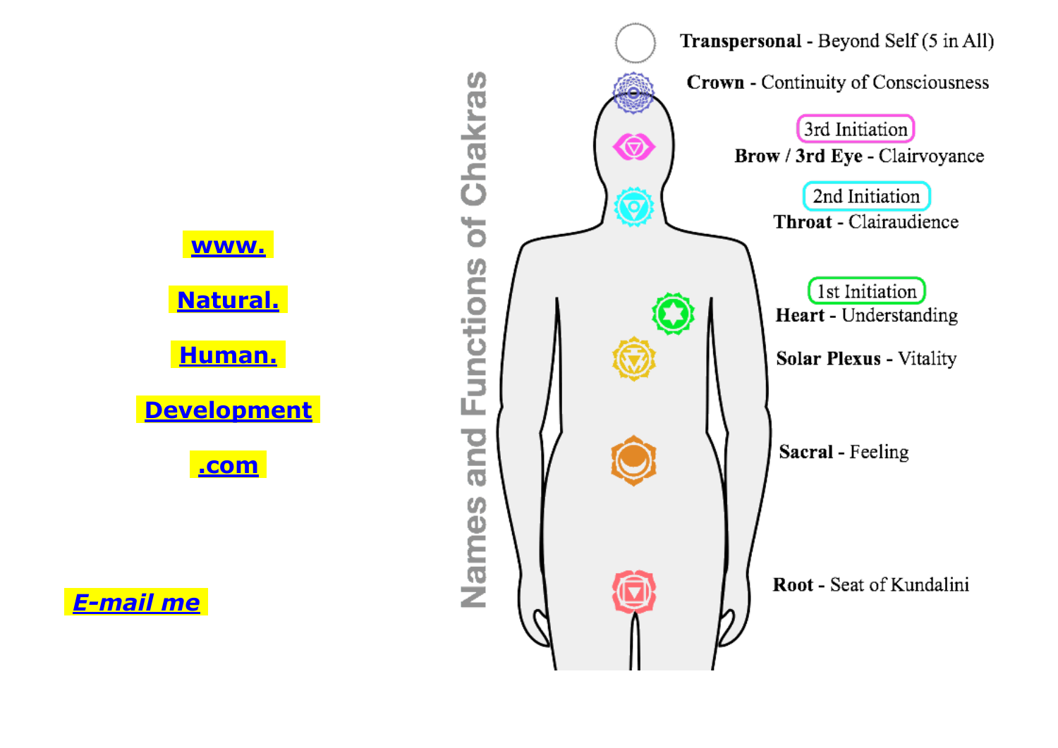**www.**

**Natural.**

**Human.**

**Development**

**.com**

***E-mail me***

Names and Functions of Chakras

**Transpersonal** - Beyond Self (5 in All)

**Crown** - Continuity of Consciousness

3rd Initiation

**Brow / 3rd Eye** - Clairvoyance

2nd Initiation

**Throat** - Clairaudience

1st Initiation

**Heart** - Understanding

**Solar Plexus** - Vitality

**Sacral** - Feeling

**Root** - Seat of Kundalini